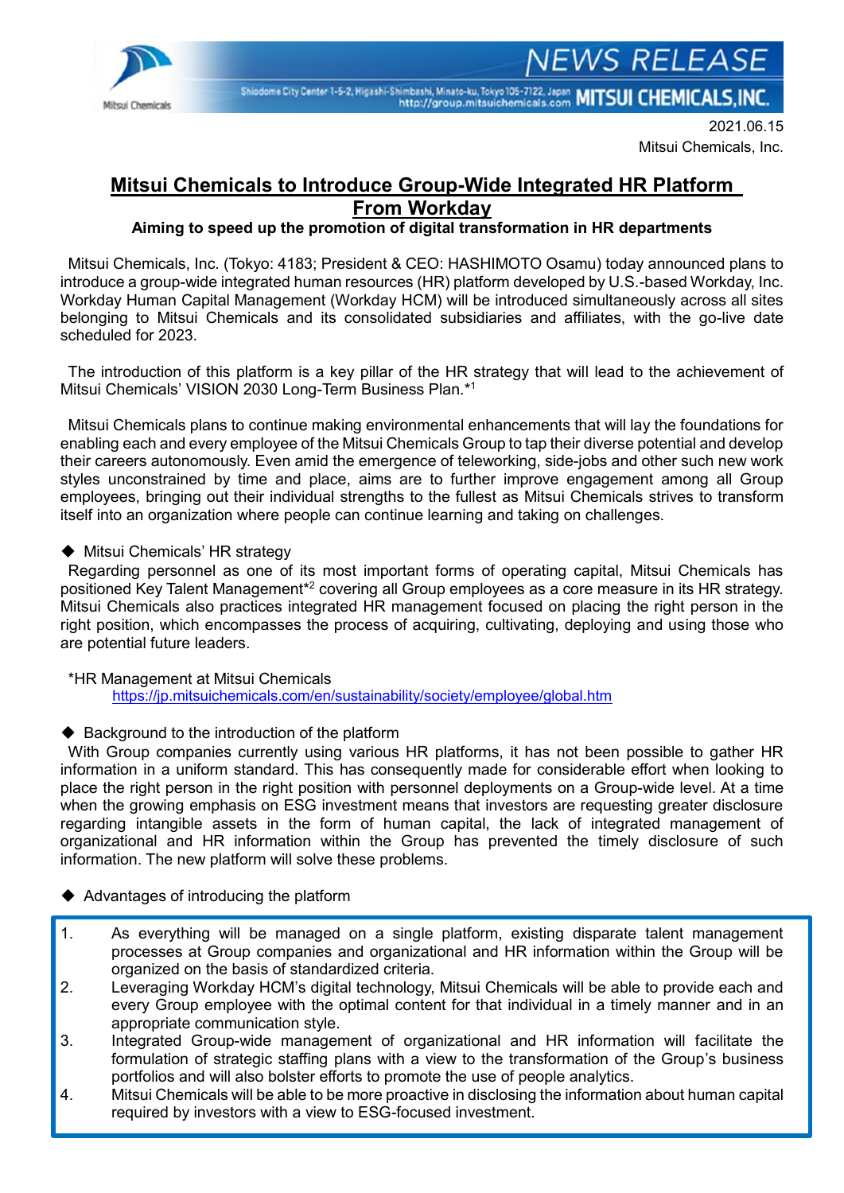2021.06.15
Mitsui Chemicals, Inc.

# Mitsui Chemicals to Introduce Group-Wide Integrated HR Platform From Workday

**Aiming to speed up the promotion of digital transformation in HR departments**

Mitsui Chemicals, Inc. (Tokyo: 4183; President & CEO: HASHIMOTO Osamu) today announced plans to introduce a group-wide integrated human resources (HR) platform developed by U.S.-based Workday, Inc. Workday Human Capital Management (Workday HCM) will be introduced simultaneously across all sites belonging to Mitsui Chemicals and its consolidated subsidiaries and affiliates, with the go-live date scheduled for 2023.

The introduction of this platform is a key pillar of the HR strategy that will lead to the achievement of Mitsui Chemicals' VISION 2030 Long-Term Business Plan.*[1]

Mitsui Chemicals plans to continue making environmental enhancements that will lay the foundations for enabling each and every employee of the Mitsui Chemicals Group to tap their diverse potential and develop their careers autonomously. Even amid the emergence of teleworking, side-jobs and other such new work styles unconstrained by time and place, aims are to further improve engagement among all Group employees, bringing out their individual strengths to the fullest as Mitsui Chemicals strives to transform itself into an organization where people can continue learning and taking on challenges.

◆ Mitsui Chemicals' HR strategy

Regarding personnel as one of its most important forms of operating capital, Mitsui Chemicals has positioned Key Talent Management*[2] covering all Group employees as a core measure in its HR strategy. Mitsui Chemicals also practices integrated HR management focused on placing the right person in the right position, which encompasses the process of acquiring, cultivating, deploying and using those who are potential future leaders.

*HR Management at Mitsui Chemicals
https://jp.mitsuichemicals.com/en/sustainability/society/employee/global.htm

◆ Background to the introduction of the platform

With Group companies currently using various HR platforms, it has not been possible to gather HR information in a uniform standard. This has consequently made for considerable effort when looking to place the right person in the right position with personnel deployments on a Group-wide level. At a time when the growing emphasis on ESG investment means that investors are requesting greater disclosure regarding intangible assets in the form of human capital, the lack of integrated management of organizational and HR information within the Group has prevented the timely disclosure of such information. The new platform will solve these problems.

◆ Advantages of introducing the platform

1. As everything will be managed on a single platform, existing disparate talent management processes at Group companies and organizational and HR information within the Group will be organized on the basis of standardized criteria.
2. Leveraging Workday HCM's digital technology, Mitsui Chemicals will be able to provide each and every Group employee with the optimal content for that individual in a timely manner and in an appropriate communication style.
3. Integrated Group-wide management of organizational and HR information will facilitate the formulation of strategic staffing plans with a view to the transformation of the Group's business portfolios and will also bolster efforts to promote the use of people analytics.
4. Mitsui Chemicals will be able to be more proactive in disclosing the information about human capital required by investors with a view to ESG-focused investment.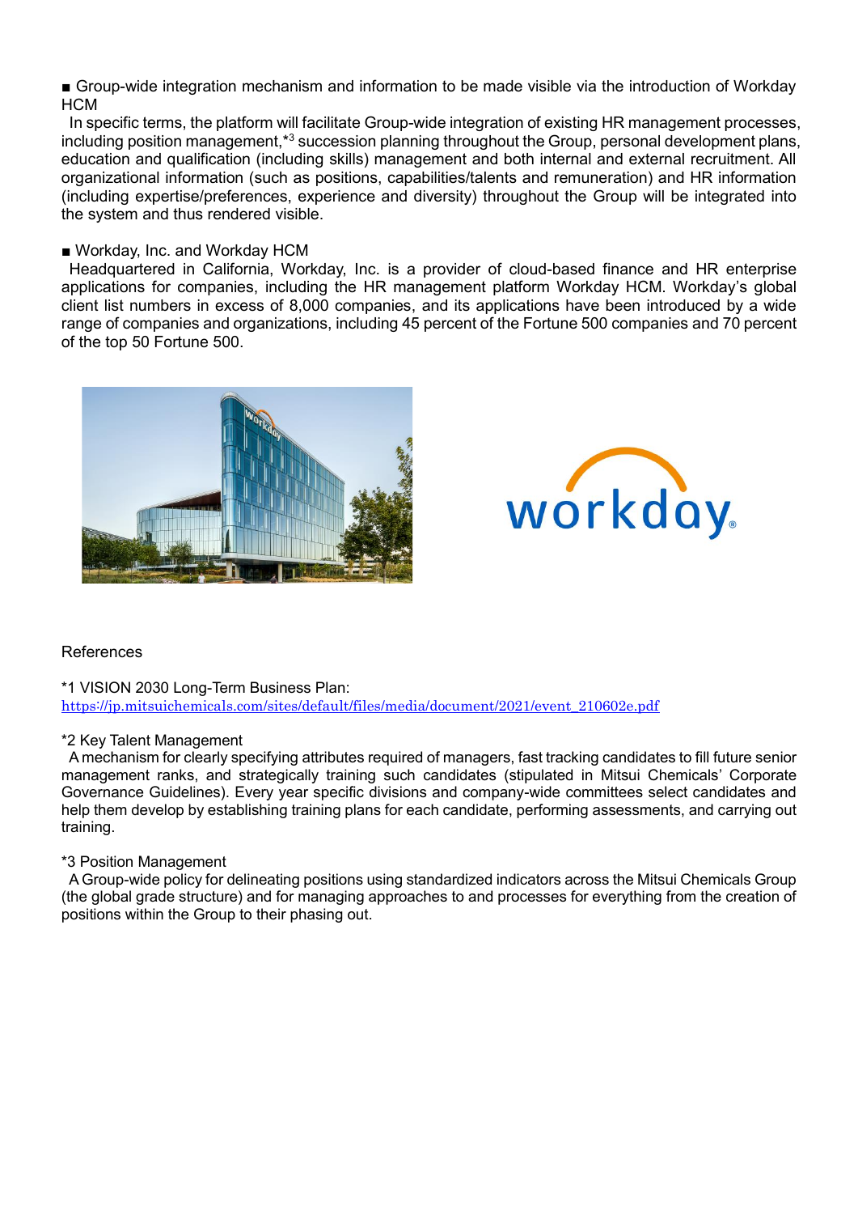■ Group-wide integration mechanism and information to be made visible via the introduction of Workday HCM

In specific terms, the platform will facilitate Group-wide integration of existing HR management processes, including position management,*3 succession planning throughout the Group, personal development plans, education and qualification (including skills) management and both internal and external recruitment. All organizational information (such as positions, capabilities/talents and remuneration) and HR information (including expertise/preferences, experience and diversity) throughout the Group will be integrated into the system and thus rendered visible.

■ Workday, Inc. and Workday HCM

Headquartered in California, Workday, Inc. is a provider of cloud-based finance and HR enterprise applications for companies, including the HR management platform Workday HCM. Workday's global client list numbers in excess of 8,000 companies, and its applications have been introduced by a wide range of companies and organizations, including 45 percent of the Fortune 500 companies and 70 percent of the top 50 Fortune 500.

References

*1 VISION 2030 Long-Term Business Plan:
https://jp.mitsuichemicals.com/sites/default/files/media/document/2021/event_210602e.pdf

*2 Key Talent Management

A mechanism for clearly specifying attributes required of managers, fast tracking candidates to fill future senior management ranks, and strategically training such candidates (stipulated in Mitsui Chemicals' Corporate Governance Guidelines). Every year specific divisions and company-wide committees select candidates and help them develop by establishing training plans for each candidate, performing assessments, and carrying out training.

*3 Position Management

A Group-wide policy for delineating positions using standardized indicators across the Mitsui Chemicals Group (the global grade structure) and for managing approaches to and processes for everything from the creation of positions within the Group to their phasing out.